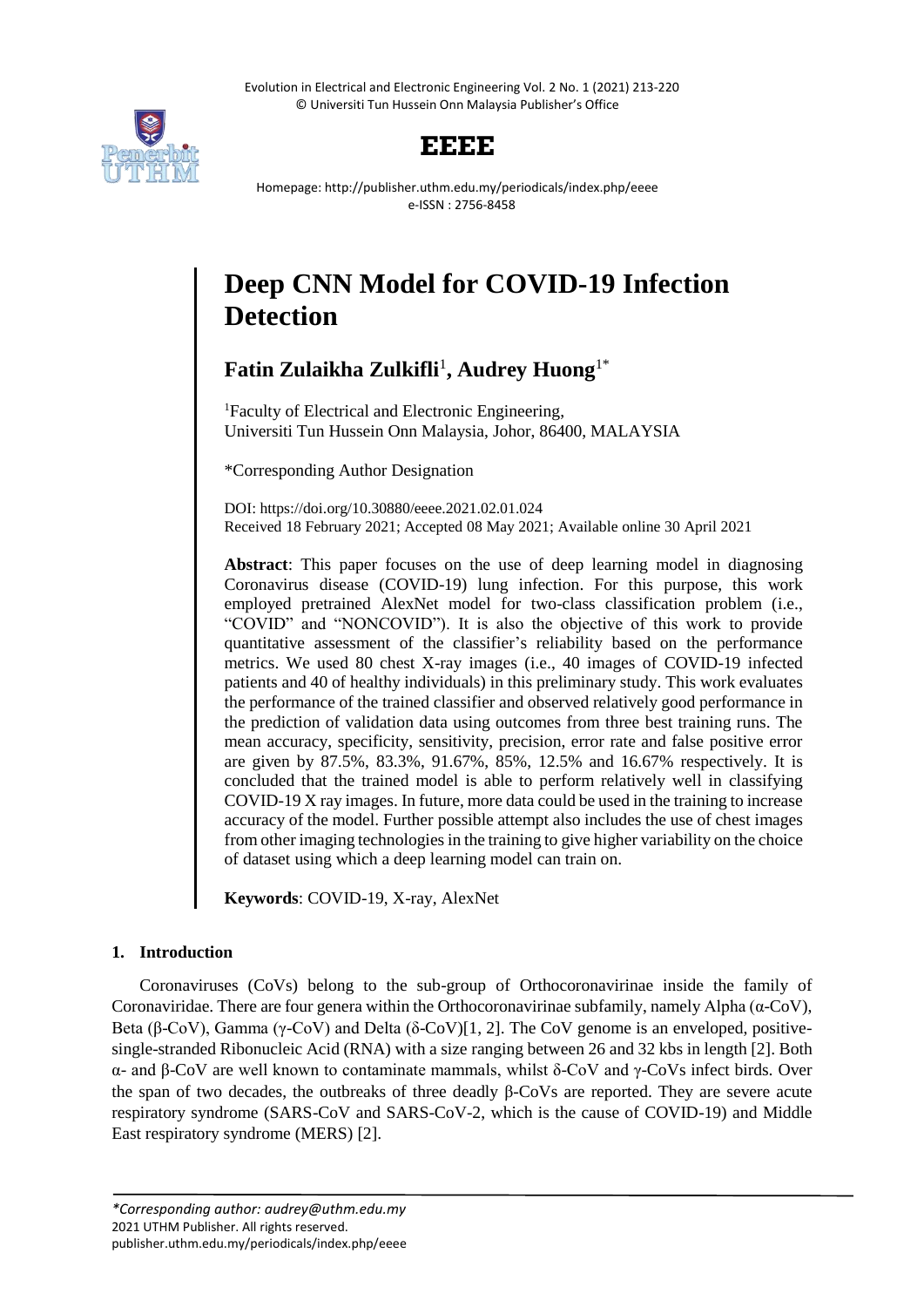# Deep CNN Model for COVID-19 Infection Detection

**Fatin Zulaikha Zulkifli**[1]**, Audrey Huong**[1*]

[1]Faculty of Electrical and Electronic Engineering, Universiti Tun Hussein Onn Malaysia, Johor, 86400, MALAYSIA

*Corresponding Author Designation

DOI: https://doi.org/10.30880/eeee.2021.02.01.024
Received 18 February 2021; Accepted 08 May 2021; Available online 30 April 2021

**Abstract**: This paper focuses on the use of deep learning model in diagnosing Coronavirus disease (COVID-19) lung infection. For this purpose, this work employed pretrained AlexNet model for two-class classification problem (i.e., "COVID" and "NONCOVID"). It is also the objective of this work to provide quantitative assessment of the classifier's reliability based on the performance metrics. We used 80 chest X-ray images (i.e., 40 images of COVID-19 infected patients and 40 of healthy individuals) in this preliminary study. This work evaluates the performance of the trained classifier and observed relatively good performance in the prediction of validation data using outcomes from three best training runs. The mean accuracy, specificity, sensitivity, precision, error rate and false positive error are given by 87.5%, 83.3%, 91.67%, 85%, 12.5% and 16.67% respectively. It is concluded that the trained model is able to perform relatively well in classifying COVID-19 X ray images. In future, more data could be used in the training to increase accuracy of the model. Further possible attempt also includes the use of chest images from other imaging technologies in the training to give higher variability on the choice of dataset using which a deep learning model can train on.

**Keywords**: COVID-19, X-ray, AlexNet

## 1. Introduction

Coronaviruses (CoVs) belong to the sub-group of Orthocoronavirinae inside the family of Coronaviridae. There are four genera within the Orthocoronavirinae subfamily, namely Alpha ($\alpha$-CoV), Beta ($\beta$-CoV), Gamma ($\gamma$-CoV) and Delta ($\delta$-CoV)[1, 2]. The CoV genome is an enveloped, positive-single-stranded Ribonucleic Acid (RNA) with a size ranging between 26 and 32 kbs in length [2]. Both $\alpha$- and $\beta$-CoV are well known to contaminate mammals, whilst $\delta$-CoV and $\gamma$-CoVs infect birds. Over the span of two decades, the outbreaks of three deadly $\beta$-CoVs are reported. They are severe acute respiratory syndrome (SARS-CoV and SARS-CoV-2, which is the cause of COVID-19) and Middle East respiratory syndrome (MERS) [2].

*\*Corresponding author: audrey@uthm.edu.my*
2021 UTHM Publisher. All rights reserved.
publisher.uthm.edu.my/periodicals/index.php/eeee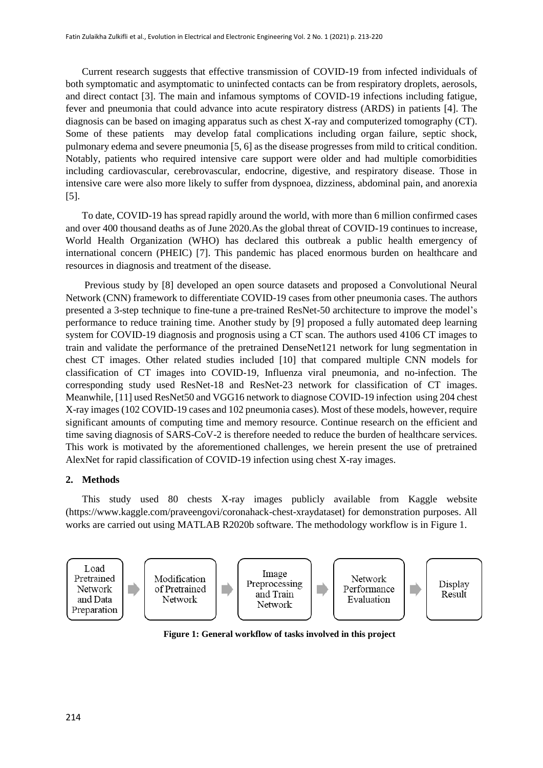Current research suggests that effective transmission of COVID-19 from infected individuals of both symptomatic and asymptomatic to uninfected contacts can be from respiratory droplets, aerosols, and direct contact [3]. The main and infamous symptoms of COVID-19 infections including fatigue, fever and pneumonia that could advance into acute respiratory distress (ARDS) in patients [4]. The diagnosis can be based on imaging apparatus such as chest X-ray and computerized tomography (CT). Some of these patients may develop fatal complications including organ failure, septic shock, pulmonary edema and severe pneumonia [5, 6] as the disease progresses from mild to critical condition. Notably, patients who required intensive care support were older and had multiple comorbidities including cardiovascular, cerebrovascular, endocrine, digestive, and respiratory disease. Those in intensive care were also more likely to suffer from dyspnoea, dizziness, abdominal pain, and anorexia [5].

To date, COVID-19 has spread rapidly around the world, with more than 6 million confirmed cases and over 400 thousand deaths as of June 2020.As the global threat of COVID-19 continues to increase, World Health Organization (WHO) has declared this outbreak a public health emergency of international concern (PHEIC) [7]. This pandemic has placed enormous burden on healthcare and resources in diagnosis and treatment of the disease.

Previous study by [8] developed an open source datasets and proposed a Convolutional Neural Network (CNN) framework to differentiate COVID-19 cases from other pneumonia cases. The authors presented a 3-step technique to fine-tune a pre-trained ResNet-50 architecture to improve the model's performance to reduce training time. Another study by [9] proposed a fully automated deep learning system for COVID-19 diagnosis and prognosis using a CT scan. The authors used 4106 CT images to train and validate the performance of the pretrained DenseNet121 network for lung segmentation in chest CT images. Other related studies included [10] that compared multiple CNN models for classification of CT images into COVID-19, Influenza viral pneumonia, and no-infection. The corresponding study used ResNet-18 and ResNet-23 network for classification of CT images. Meanwhile, [11] used ResNet50 and VGG16 network to diagnose COVID-19 infection using 204 chest X-ray images (102 COVID-19 cases and 102 pneumonia cases). Most of these models, however, require significant amounts of computing time and memory resource. Continue research on the efficient and time saving diagnosis of SARS-CoV-2 is therefore needed to reduce the burden of healthcare services. This work is motivated by the aforementioned challenges, we herein present the use of pretrained AlexNet for rapid classification of COVID-19 infection using chest X-ray images.

## 2. Methods

This study used 80 chests X-ray images publicly available from Kaggle website (https://www.kaggle.com/praveengovi/coronahack-chest-xraydataset) for demonstration purposes. All works are carried out using MATLAB R2020b software. The methodology workflow is in Figure 1.

Load Pretrained Network and Data Preparation → Modification of Pretrained Network → Image Preprocessing and Train Network → Network Performance Evaluation → Display Result

**Figure 1: General workflow of tasks involved in this project**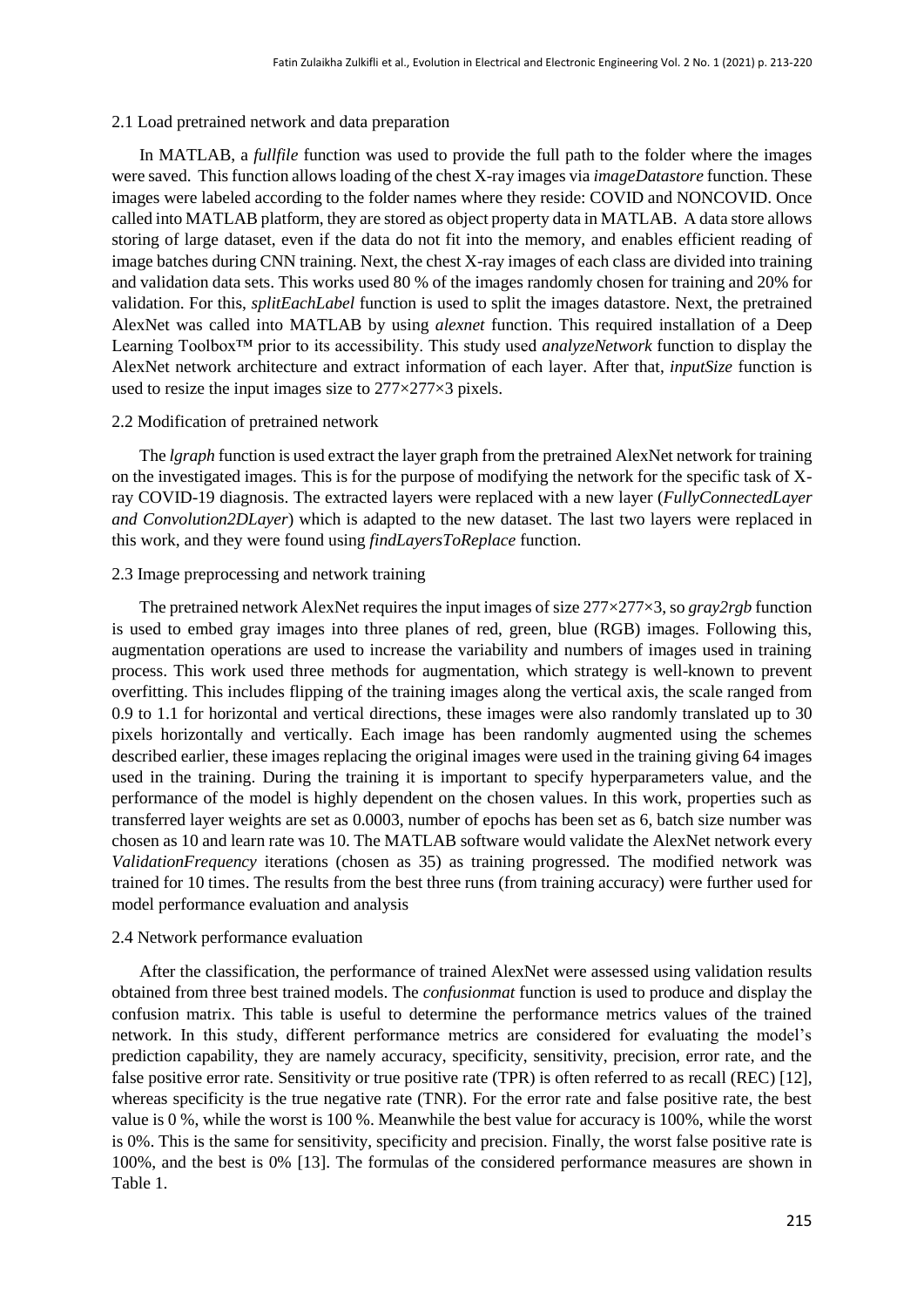### 2.1 Load pretrained network and data preparation

In MATLAB, a *fullfile* function was used to provide the full path to the folder where the images were saved. This function allows loading of the chest X-ray images via *imageDatastore* function. These images were labeled according to the folder names where they reside: COVID and NONCOVID. Once called into MATLAB platform, they are stored as object property data in MATLAB. A data store allows storing of large dataset, even if the data do not fit into the memory, and enables efficient reading of image batches during CNN training. Next, the chest X-ray images of each class are divided into training and validation data sets. This works used 80 % of the images randomly chosen for training and 20% for validation. For this, *splitEachLabel* function is used to split the images datastore. Next, the pretrained AlexNet was called into MATLAB by using *alexnet* function. This required installation of a Deep Learning Toolbox™ prior to its accessibility. This study used *analyzeNetwork* function to display the AlexNet network architecture and extract information of each layer. After that, *inputSize* function is used to resize the input images size to 277×277×3 pixels.

### 2.2 Modification of pretrained network

The *lgraph* function is used extract the layer graph from the pretrained AlexNet network for training on the investigated images. This is for the purpose of modifying the network for the specific task of X-ray COVID-19 diagnosis. The extracted layers were replaced with a new layer (*FullyConnectedLayer and Convolution2DLayer*) which is adapted to the new dataset. The last two layers were replaced in this work, and they were found using *findLayersToReplace* function.

### 2.3 Image preprocessing and network training

The pretrained network AlexNet requires the input images of size 277×277×3, so *gray2rgb* function is used to embed gray images into three planes of red, green, blue (RGB) images. Following this, augmentation operations are used to increase the variability and numbers of images used in training process. This work used three methods for augmentation, which strategy is well-known to prevent overfitting. This includes flipping of the training images along the vertical axis, the scale ranged from 0.9 to 1.1 for horizontal and vertical directions, these images were also randomly translated up to 30 pixels horizontally and vertically. Each image has been randomly augmented using the schemes described earlier, these images replacing the original images were used in the training giving 64 images used in the training. During the training it is important to specify hyperparameters value, and the performance of the model is highly dependent on the chosen values. In this work, properties such as transferred layer weights are set as 0.0003, number of epochs has been set as 6, batch size number was chosen as 10 and learn rate was 10. The MATLAB software would validate the AlexNet network every *ValidationFrequency* iterations (chosen as 35) as training progressed. The modified network was trained for 10 times. The results from the best three runs (from training accuracy) were further used for model performance evaluation and analysis

### 2.4 Network performance evaluation

After the classification, the performance of trained AlexNet were assessed using validation results obtained from three best trained models. The *confusionmat* function is used to produce and display the confusion matrix. This table is useful to determine the performance metrics values of the trained network. In this study, different performance metrics are considered for evaluating the model's prediction capability, they are namely accuracy, specificity, sensitivity, precision, error rate, and the false positive error rate. Sensitivity or true positive rate (TPR) is often referred to as recall (REC) [12], whereas specificity is the true negative rate (TNR). For the error rate and false positive rate, the best value is 0 %, while the worst is 100 %. Meanwhile the best value for accuracy is 100%, while the worst is 0%. This is the same for sensitivity, specificity and precision. Finally, the worst false positive rate is 100%, and the best is 0% [13]. The formulas of the considered performance measures are shown in Table 1.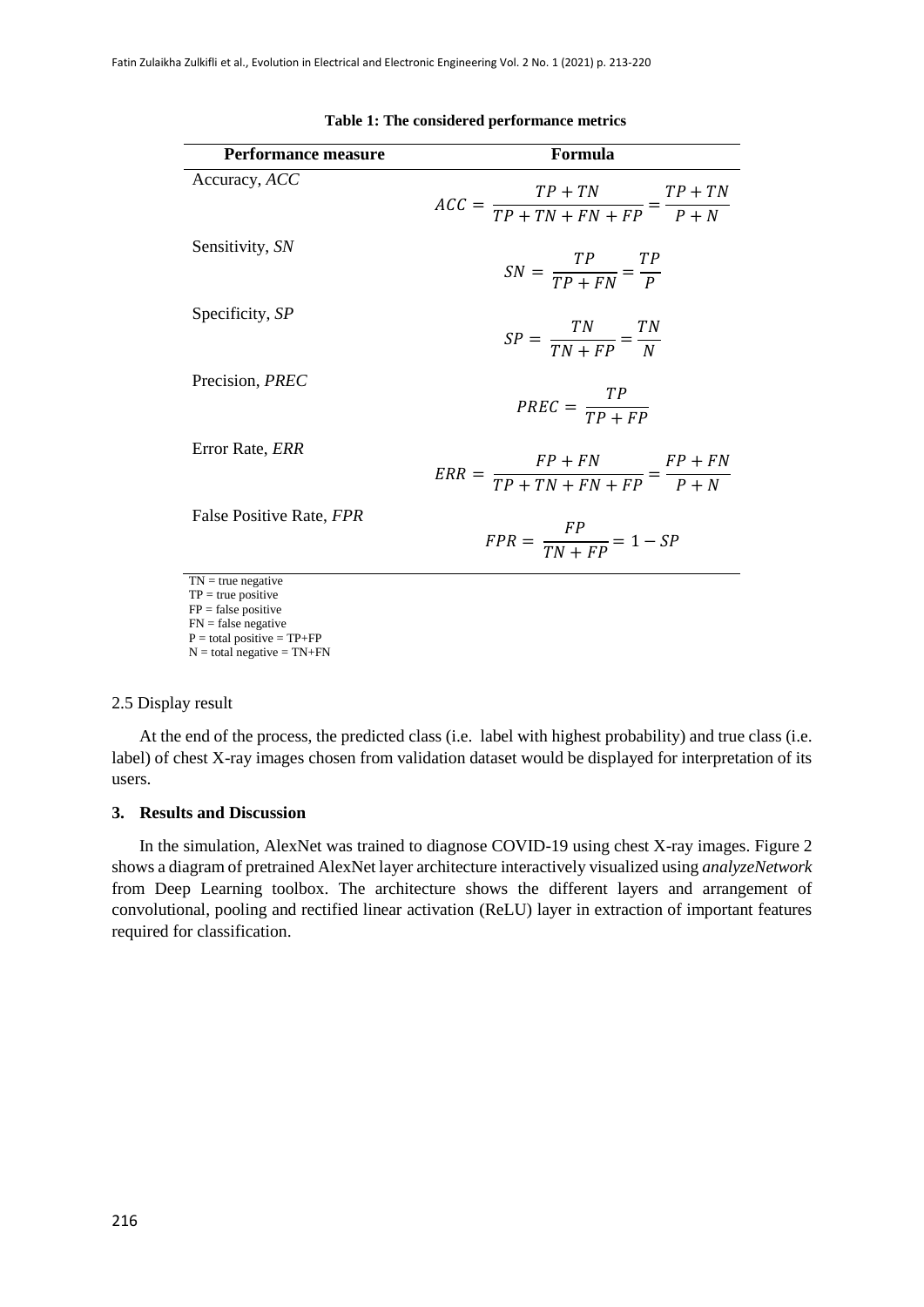**Table 1: The considered performance metrics**

| Performance measure | Formula |
|---|---|
| Accuracy, *ACC* | $ACC = \frac{TP + TN}{TP + TN + FN + FP} = \frac{TP + TN}{P + N}$ |
| Sensitivity, *SN* | $SN = \frac{TP}{TP + FN} = \frac{TP}{P}$ |
| Specificity, *SP* | $SP = \frac{TN}{TN + FP} = \frac{TN}{N}$ |
| Precision, *PREC* | $PREC = \frac{TP}{TP + FP}$ |
| Error Rate, *ERR* | $ERR = \frac{FP + FN}{TP + TN + FN + FP} = \frac{FP + FN}{P + N}$ |
| False Positive Rate, *FPR* | $FPR = \frac{FP}{TN + FP} = 1 - SP$ |

TN = true negative
TP = true positive
FP = false positive
FN = false negative
P = total positive = TP+FP
N = total negative = TN+FN

### 2.5 Display result

At the end of the process, the predicted class (i.e. label with highest probability) and true class (i.e. label) of chest X-ray images chosen from validation dataset would be displayed for interpretation of its users.

## 3. Results and Discussion

In the simulation, AlexNet was trained to diagnose COVID-19 using chest X-ray images. Figure 2 shows a diagram of pretrained AlexNet layer architecture interactively visualized using *analyzeNetwork* from Deep Learning toolbox. The architecture shows the different layers and arrangement of convolutional, pooling and rectified linear activation (ReLU) layer in extraction of important features required for classification.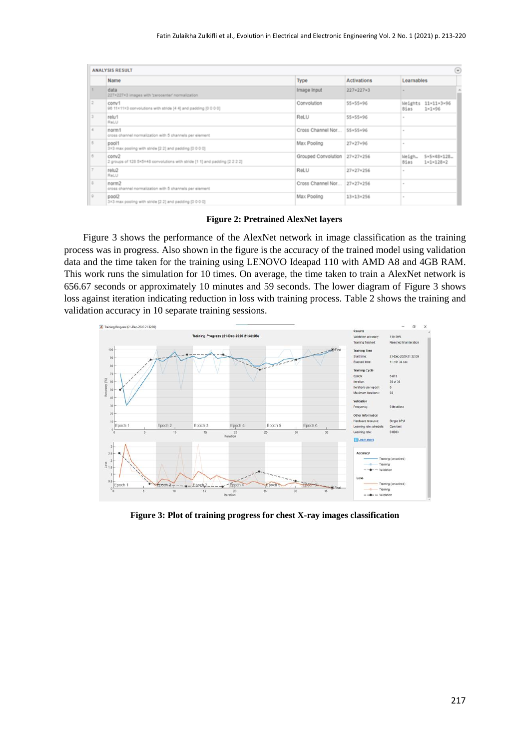| | Name | Type | Activations | Learnables |
|---|---|---|---|---|
| 1 | data<br>227×227×3 images with 'zerocenter' normalization | Image Input | 227×227×3 | - |
| 2 | conv1<br>96 11×11×3 convolutions with stride [4 4] and padding [0 0 0 0] | Convolution | 55×55×96 | Weights 11×11×3×96<br>Bias 1×1×96 |
| 3 | relu1<br>ReLU | ReLU | 55×55×96 | - |
| 4 | norm1<br>cross channel normalization with 5 channels per element | Cross Channel Nor... | 55×55×96 | - |
| 5 | pool1<br>3×3 max pooling with stride [2 2] and padding [0 0 0 0] | Max Pooling | 27×27×96 | - |
| 6 | conv2<br>2 groups of 128 5×5×48 convolutions with stride [1 1] and padding [2 2 2 2] | Grouped Convolution | 27×27×256 | Weigh... 5×5×48×128...<br>Bias 1×1×128×2 |
| 7 | relu2<br>ReLU | ReLU | 27×27×256 | - |
| 8 | norm2<br>cross channel normalization with 5 channels per element | Cross Channel Nor... | 27×27×256 | - |
| 9 | pool2<br>3×3 max pooling with stride [2 2] and padding [0 0 0 0] | Max Pooling | 13×13×256 | - |

**Figure 2: Pretrained AlexNet layers**

Figure 3 shows the performance of the AlexNet network in image classification as the training process was in progress. Also shown in the figure is the accuracy of the trained model using validation data and the time taken for the training using LENOVO Ideapad 110 with AMD A8 and 4GB RAM. This work runs the simulation for 10 times. On average, the time taken to train a AlexNet network is 656.67 seconds or approximately 10 minutes and 59 seconds. The lower diagram of Figure 3 shows loss against iteration indicating reduction in loss with training process. Table 2 shows the training and validation accuracy in 10 separate training sessions.

**Figure 3: Plot of training progress for chest X-ray images classification**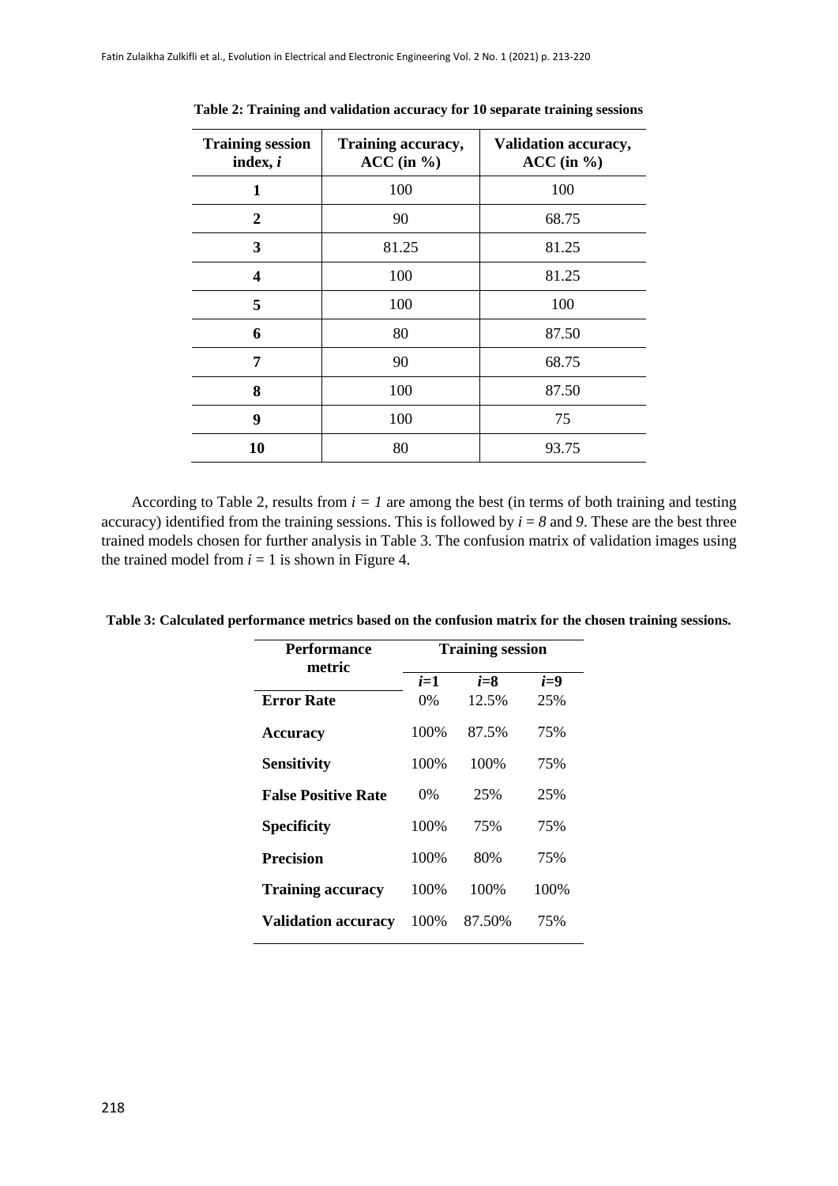**Table 2: Training and validation accuracy for 10 separate training sessions**

| Training session index, $i$ | Training accuracy, ACC (in %) | Validation accuracy, ACC (in %) |
|---|---|---|
| **1** | 100 | 100 |
| **2** | 90 | 68.75 |
| **3** | 81.25 | 81.25 |
| **4** | 100 | 81.25 |
| **5** | 100 | 100 |
| **6** | 80 | 87.50 |
| **7** | 90 | 68.75 |
| **8** | 100 | 87.50 |
| **9** | 100 | 75 |
| **10** | 80 | 93.75 |

According to Table 2, results from $i = 1$ are among the best (in terms of both training and testing accuracy) identified from the training sessions. This is followed by $i = 8$ and $9$. These are the best three trained models chosen for further analysis in Table 3. The confusion matrix of validation images using the trained model from $i = 1$ is shown in Figure 4.

**Table 3: Calculated performance metrics based on the confusion matrix for the chosen training sessions.**

| Performance metric | Training session | | |
|---|---|---|---|
| | $i$=1 | $i$=8 | $i$=9 |
| **Error Rate** | 0% | 12.5% | 25% |
| **Accuracy** | 100% | 87.5% | 75% |
| **Sensitivity** | 100% | 100% | 75% |
| **False Positive Rate** | 0% | 25% | 25% |
| **Specificity** | 100% | 75% | 75% |
| **Precision** | 100% | 80% | 75% |
| **Training accuracy** | 100% | 100% | 100% |
| **Validation accuracy** | 100% | 87.50% | 75% |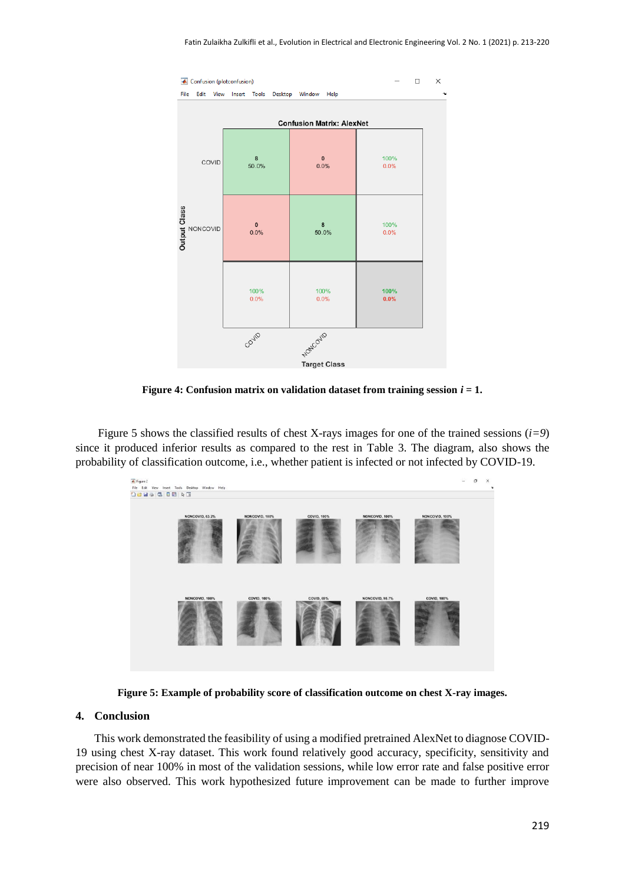Figure 4: **Confusion matrix on validation dataset from training session $i$ = 1.**

Figure 5 shows the classified results of chest X-rays images for one of the trained sessions ($i=9$) since it produced inferior results as compared to the rest in Table 3. The diagram, also shows the probability of classification outcome, i.e., whether patient is infected or not infected by COVID-19.

**Figure 5: Example of probability score of classification outcome on chest X-ray images.**

## 4. Conclusion

This work demonstrated the feasibility of using a modified pretrained AlexNet to diagnose COVID-19 using chest X-ray dataset. This work found relatively good accuracy, specificity, sensitivity and precision of near 100% in most of the validation sessions, while low error rate and false positive error were also observed. This work hypothesized future improvement can be made to further improve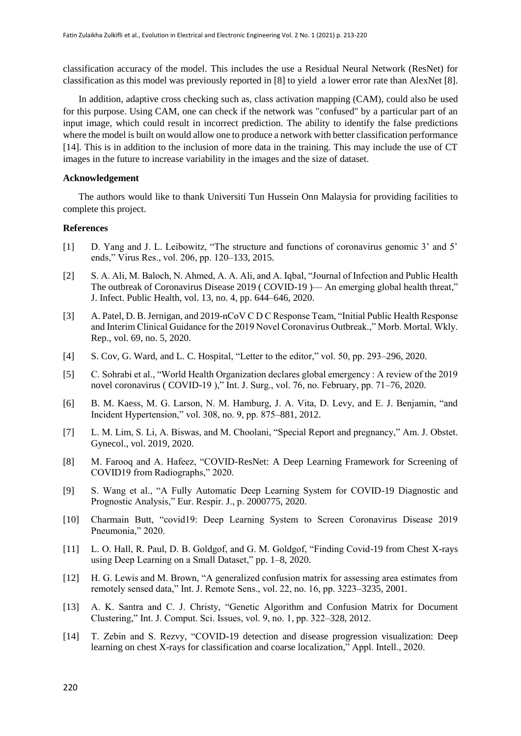classification accuracy of the model. This includes the use a Residual Neural Network (ResNet) for classification as this model was previously reported in [8] to yield a lower error rate than AlexNet [8].

In addition, adaptive cross checking such as, class activation mapping (CAM), could also be used for this purpose. Using CAM, one can check if the network was "confused" by a particular part of an input image, which could result in incorrect prediction. The ability to identify the false predictions where the model is built on would allow one to produce a network with better classification performance [14]. This is in addition to the inclusion of more data in the training. This may include the use of CT images in the future to increase variability in the images and the size of dataset.

### Acknowledgement

The authors would like to thank Universiti Tun Hussein Onn Malaysia for providing facilities to complete this project.

### References

[1] D. Yang and J. L. Leibowitz, "The structure and functions of coronavirus genomic 3' and 5' ends," Virus Res., vol. 206, pp. 120–133, 2015.

[2] S. A. Ali, M. Baloch, N. Ahmed, A. A. Ali, and A. Iqbal, "Journal of Infection and Public Health The outbreak of Coronavirus Disease 2019 ( COVID-19 )— An emerging global health threat," J. Infect. Public Health, vol. 13, no. 4, pp. 644–646, 2020.

[3] A. Patel, D. B. Jernigan, and 2019-nCoV C D C Response Team, "Initial Public Health Response and Interim Clinical Guidance for the 2019 Novel Coronavirus Outbreak.," Morb. Mortal. Wkly. Rep., vol. 69, no. 5, 2020.

[4] S. Cov, G. Ward, and L. C. Hospital, "Letter to the editor," vol. 50, pp. 293–296, 2020.

[5] C. Sohrabi et al., "World Health Organization declares global emergency : A review of the 2019 novel coronavirus ( COVID-19 )," Int. J. Surg., vol. 76, no. February, pp. 71–76, 2020.

[6] B. M. Kaess, M. G. Larson, N. M. Hamburg, J. A. Vita, D. Levy, and E. J. Benjamin, "and Incident Hypertension," vol. 308, no. 9, pp. 875–881, 2012.

[7] L. M. Lim, S. Li, A. Biswas, and M. Choolani, "Special Report and pregnancy," Am. J. Obstet. Gynecol., vol. 2019, 2020.

[8] M. Farooq and A. Hafeez, "COVID-ResNet: A Deep Learning Framework for Screening of COVID19 from Radiographs," 2020.

[9] S. Wang et al., "A Fully Automatic Deep Learning System for COVID-19 Diagnostic and Prognostic Analysis," Eur. Respir. J., p. 2000775, 2020.

[10] Charmain Butt, "covid19: Deep Learning System to Screen Coronavirus Disease 2019 Pneumonia," 2020.

[11] L. O. Hall, R. Paul, D. B. Goldgof, and G. M. Goldgof, "Finding Covid-19 from Chest X-rays using Deep Learning on a Small Dataset," pp. 1–8, 2020.

[12] H. G. Lewis and M. Brown, "A generalized confusion matrix for assessing area estimates from remotely sensed data," Int. J. Remote Sens., vol. 22, no. 16, pp. 3223–3235, 2001.

[13] A. K. Santra and C. J. Christy, "Genetic Algorithm and Confusion Matrix for Document Clustering," Int. J. Comput. Sci. Issues, vol. 9, no. 1, pp. 322–328, 2012.

[14] T. Zebin and S. Rezvy, "COVID-19 detection and disease progression visualization: Deep learning on chest X-rays for classification and coarse localization," Appl. Intell., 2020.